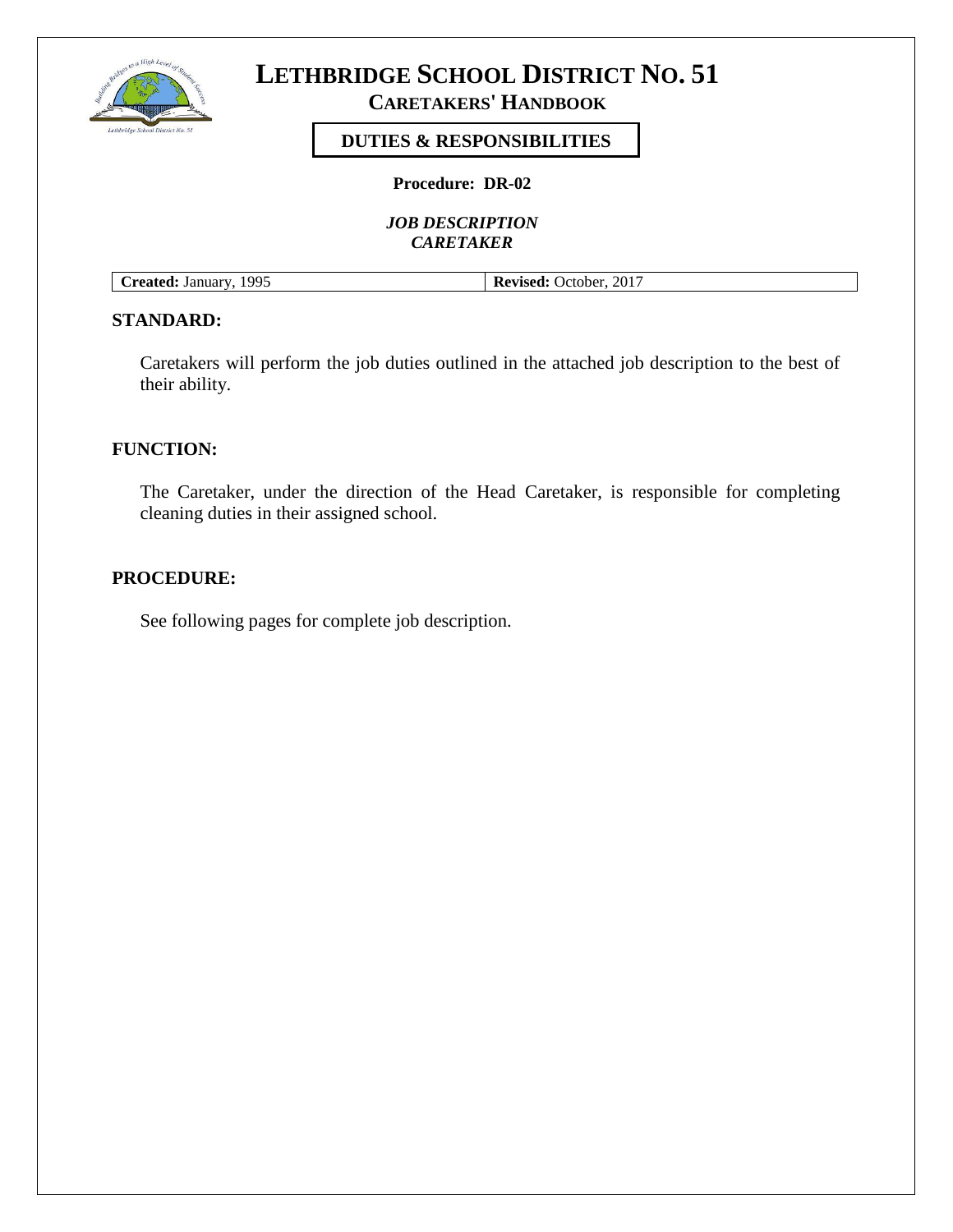# LETHBRIDGE SCHOOL DISTRICT NO. 51

## CARETAKERS' HANDBOOK

**DUTIES & RESPONSIBILITIES**

**Procedure: DR-02**

***JOB DESCRIPTION***
***CARETAKER***

| **Created:** January, 1995 | **Revised:** October, 2017 |
|---|---|

### STANDARD:

Caretakers will perform the job duties outlined in the attached job description to the best of their ability.

### FUNCTION:

The Caretaker, under the direction of the Head Caretaker, is responsible for completing cleaning duties in their assigned school.

### PROCEDURE:

See following pages for complete job description.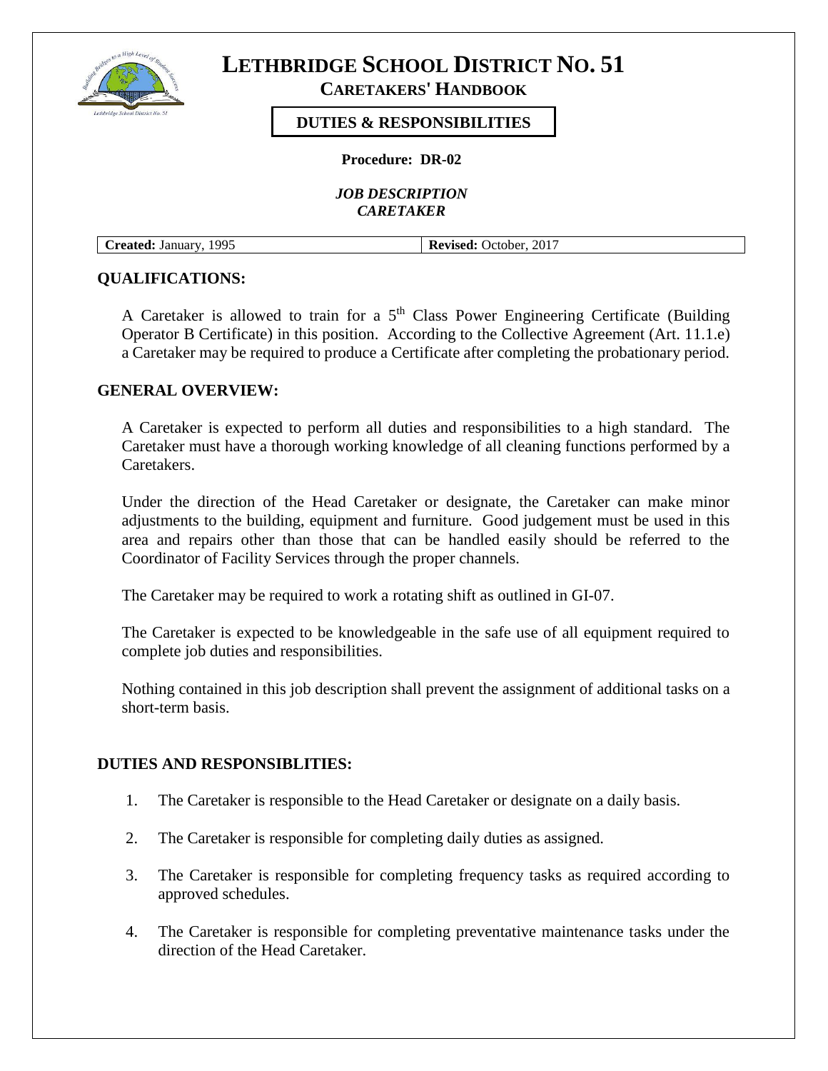# LETHBRIDGE SCHOOL DISTRICT NO. 51

**CARETAKERS' HANDBOOK**

**DUTIES & RESPONSIBILITIES**

**Procedure: DR-02**

***JOB DESCRIPTION***
***CARETAKER***

| **Created:** January, 1995 | **Revised:** October, 2017 |
|---|---|

## QUALIFICATIONS:

A Caretaker is allowed to train for a 5th Class Power Engineering Certificate (Building Operator B Certificate) in this position. According to the Collective Agreement (Art. 11.1.e) a Caretaker may be required to produce a Certificate after completing the probationary period.

## GENERAL OVERVIEW:

A Caretaker is expected to perform all duties and responsibilities to a high standard. The Caretaker must have a thorough working knowledge of all cleaning functions performed by a Caretakers.

Under the direction of the Head Caretaker or designate, the Caretaker can make minor adjustments to the building, equipment and furniture. Good judgement must be used in this area and repairs other than those that can be handled easily should be referred to the Coordinator of Facility Services through the proper channels.

The Caretaker may be required to work a rotating shift as outlined in GI-07.

The Caretaker is expected to be knowledgeable in the safe use of all equipment required to complete job duties and responsibilities.

Nothing contained in this job description shall prevent the assignment of additional tasks on a short-term basis.

## DUTIES AND RESPONSIBLITIES:

1. The Caretaker is responsible to the Head Caretaker or designate on a daily basis.
2. The Caretaker is responsible for completing daily duties as assigned.
3. The Caretaker is responsible for completing frequency tasks as required according to approved schedules.
4. The Caretaker is responsible for completing preventative maintenance tasks under the direction of the Head Caretaker.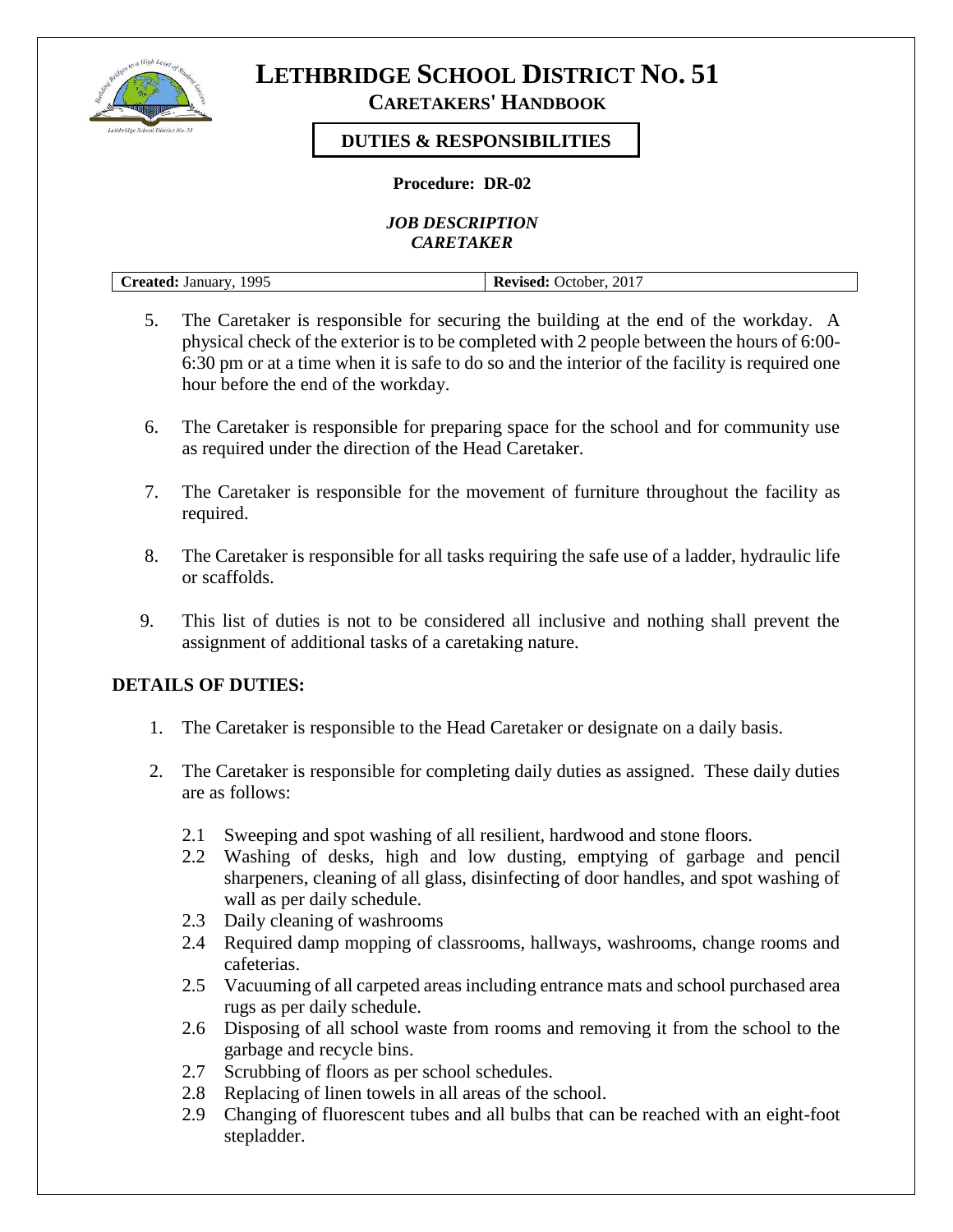# LETHBRIDGE SCHOOL DISTRICT NO. 51

## CARETAKERS' HANDBOOK

### DUTIES & RESPONSIBILITIES

**Procedure: DR-02**

***JOB DESCRIPTION***
***CARETAKER***

| **Created:** January, 1995 | **Revised:** October, 2017 |
|---|---|

5. The Caretaker is responsible for securing the building at the end of the workday. A physical check of the exterior is to be completed with 2 people between the hours of 6:00-6:30 pm or at a time when it is safe to do so and the interior of the facility is required one hour before the end of the workday.

6. The Caretaker is responsible for preparing space for the school and for community use as required under the direction of the Head Caretaker.

7. The Caretaker is responsible for the movement of furniture throughout the facility as required.

8. The Caretaker is responsible for all tasks requiring the safe use of a ladder, hydraulic life or scaffolds.

9. This list of duties is not to be considered all inclusive and nothing shall prevent the assignment of additional tasks of a caretaking nature.

**DETAILS OF DUTIES:**

1. The Caretaker is responsible to the Head Caretaker or designate on a daily basis.

2. The Caretaker is responsible for completing daily duties as assigned. These daily duties are as follows:

   2.1 Sweeping and spot washing of all resilient, hardwood and stone floors.
   2.2 Washing of desks, high and low dusting, emptying of garbage and pencil sharpeners, cleaning of all glass, disinfecting of door handles, and spot washing of wall as per daily schedule.
   2.3 Daily cleaning of washrooms
   2.4 Required damp mopping of classrooms, hallways, washrooms, change rooms and cafeterias.
   2.5 Vacuuming of all carpeted areas including entrance mats and school purchased area rugs as per daily schedule.
   2.6 Disposing of all school waste from rooms and removing it from the school to the garbage and recycle bins.
   2.7 Scrubbing of floors as per school schedules.
   2.8 Replacing of linen towels in all areas of the school.
   2.9 Changing of fluorescent tubes and all bulbs that can be reached with an eight-foot stepladder.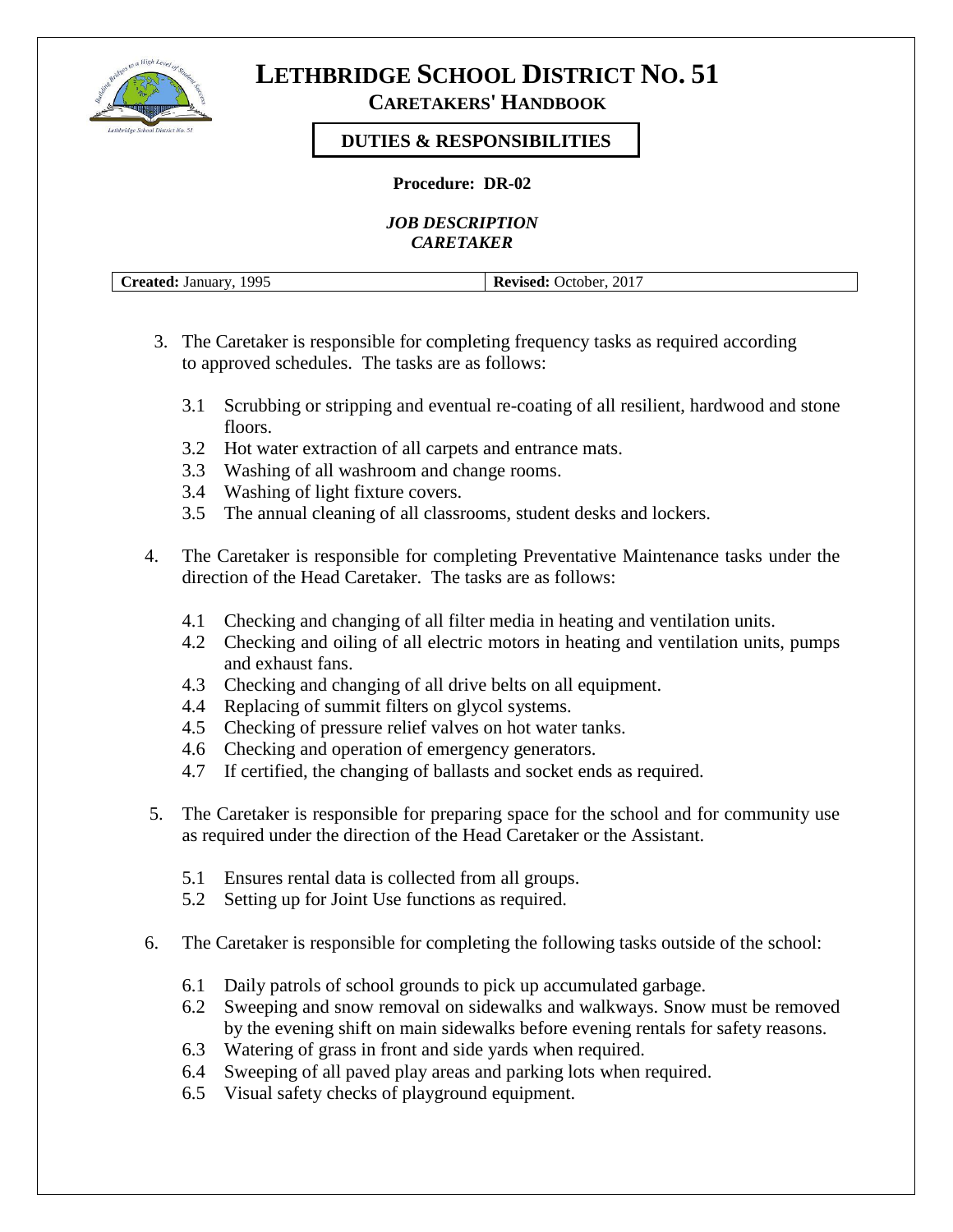# LETHBRIDGE SCHOOL DISTRICT NO. 51

## CARETAKERS' HANDBOOK

### DUTIES & RESPONSIBILITIES

**Procedure: DR-02**

***JOB DESCRIPTION***
***CARETAKER***

| **Created:** January, 1995 | **Revised:** October, 2017 |
|---|---|

3. The Caretaker is responsible for completing frequency tasks as required according to approved schedules. The tasks are as follows:

   3.1 Scrubbing or stripping and eventual re-coating of all resilient, hardwood and stone floors.
   3.2 Hot water extraction of all carpets and entrance mats.
   3.3 Washing of all washroom and change rooms.
   3.4 Washing of light fixture covers.
   3.5 The annual cleaning of all classrooms, student desks and lockers.

4. The Caretaker is responsible for completing Preventative Maintenance tasks under the direction of the Head Caretaker. The tasks are as follows:

   4.1 Checking and changing of all filter media in heating and ventilation units.
   4.2 Checking and oiling of all electric motors in heating and ventilation units, pumps and exhaust fans.
   4.3 Checking and changing of all drive belts on all equipment.
   4.4 Replacing of summit filters on glycol systems.
   4.5 Checking of pressure relief valves on hot water tanks.
   4.6 Checking and operation of emergency generators.
   4.7 If certified, the changing of ballasts and socket ends as required.

5. The Caretaker is responsible for preparing space for the school and for community use as required under the direction of the Head Caretaker or the Assistant.

   5.1 Ensures rental data is collected from all groups.
   5.2 Setting up for Joint Use functions as required.

6. The Caretaker is responsible for completing the following tasks outside of the school:

   6.1 Daily patrols of school grounds to pick up accumulated garbage.
   6.2 Sweeping and snow removal on sidewalks and walkways. Snow must be removed by the evening shift on main sidewalks before evening rentals for safety reasons.
   6.3 Watering of grass in front and side yards when required.
   6.4 Sweeping of all paved play areas and parking lots when required.
   6.5 Visual safety checks of playground equipment.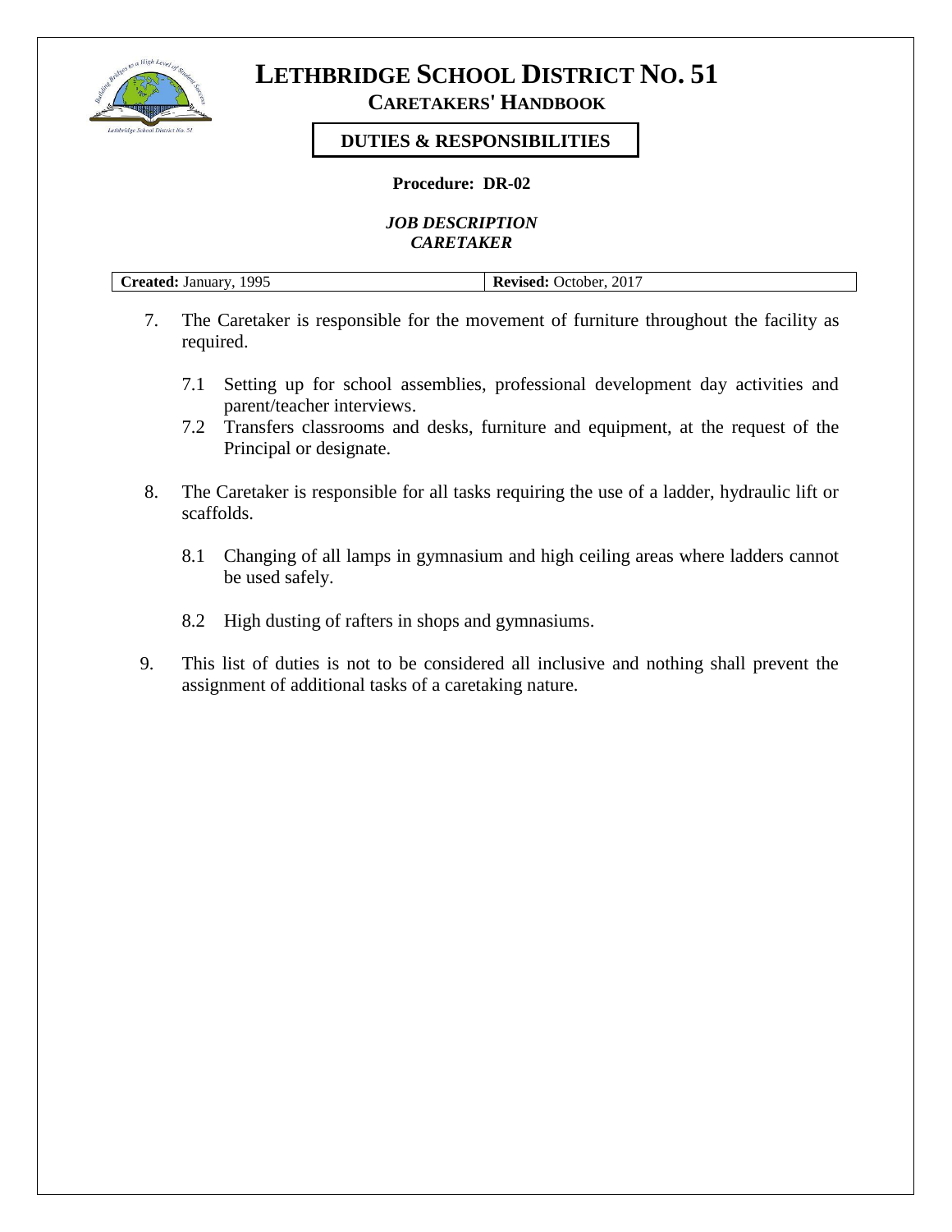# LETHBRIDGE SCHOOL DISTRICT NO. 51

## CARETAKERS' HANDBOOK

**DUTIES & RESPONSIBILITIES**

**Procedure: DR-02**

***JOB DESCRIPTION***
***CARETAKER***

| | |
|---|---|
| **Created:** January, 1995 | **Revised:** October, 2017 |

7. The Caretaker is responsible for the movement of furniture throughout the facility as required.

   7.1 Setting up for school assemblies, professional development day activities and parent/teacher interviews.

   7.2 Transfers classrooms and desks, furniture and equipment, at the request of the Principal or designate.

8. The Caretaker is responsible for all tasks requiring the use of a ladder, hydraulic lift or scaffolds.

   8.1 Changing of all lamps in gymnasium and high ceiling areas where ladders cannot be used safely.

   8.2 High dusting of rafters in shops and gymnasiums.

9. This list of duties is not to be considered all inclusive and nothing shall prevent the assignment of additional tasks of a caretaking nature.